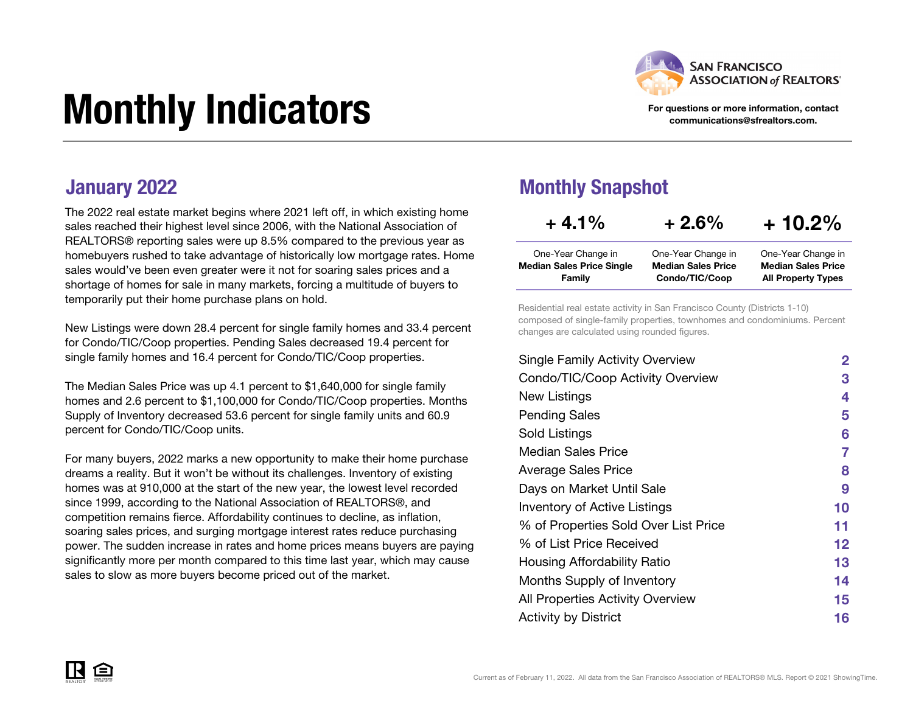# Monthly Indicators

SAN FRANCISCO ASSOCIATION of REALTORS®

For questions or more information, contact communications@sfrealtors.com.

## January 2022

The 2022 real estate market begins where 2021 left off, in which existing home sales reached their highest level since 2006, with the National Association of REALTORS® reporting sales were up 8.5% compared to the previous year as homebuyers rushed to take advantage of historically low mortgage rates. Home sales would've been even greater were it not for soaring sales prices and a shortage of homes for sale in many markets, forcing a multitude of buyers to temporarily put their home purchase plans on hold.

New Listings were down 28.4 percent for single family homes and 33.4 percent for Condo/TIC/Coop properties. Pending Sales decreased 19.4 percent for single family homes and 16.4 percent for Condo/TIC/Coop properties.

The Median Sales Price was up 4.1 percent to $1,640,000 for single family homes and 2.6 percent to $1,100,000 for Condo/TIC/Coop properties. Months Supply of Inventory decreased 53.6 percent for single family units and 60.9 percent for Condo/TIC/Coop units.

For many buyers, 2022 marks a new opportunity to make their home purchase dreams a reality. But it won't be without its challenges. Inventory of existing homes was at 910,000 at the start of the new year, the lowest level recorded since 1999, according to the National Association of REALTORS®, and competition remains fierce. Affordability continues to decline, as inflation, soaring sales prices, and surging mortgage interest rates reduce purchasing power. The sudden increase in rates and home prices means buyers are paying significantly more per month compared to this time last year, which may cause sales to slow as more buyers become priced out of the market.

## Monthly Snapshot

| + 4.1% | + 2.6% | + 10.2% |
|---|---|---|
| One-Year Change in **Median Sales Price Single Family** | One-Year Change in **Median Sales Price Condo/TIC/Coop** | One-Year Change in **Median Sales Price All Property Types** |

Residential real estate activity in San Francisco County (Districts 1-10) composed of single-family properties, townhomes and condominiums. Percent changes are calculated using rounded figures.

| | |
|---|---|
| Single Family Activity Overview | 2 |
| Condo/TIC/Coop Activity Overview | 3 |
| New Listings | 4 |
| Pending Sales | 5 |
| Sold Listings | 6 |
| Median Sales Price | 7 |
| Average Sales Price | 8 |
| Days on Market Until Sale | 9 |
| Inventory of Active Listings | 10 |
| % of Properties Sold Over List Price | 11 |
| % of List Price Received | 12 |
| Housing Affordability Ratio | 13 |
| Months Supply of Inventory | 14 |
| All Properties Activity Overview | 15 |
| Activity by District | 16 |

Current as of February 11, 2022. All data from the San Francisco Association of REALTORS® MLS. Report © 2021 ShowingTime.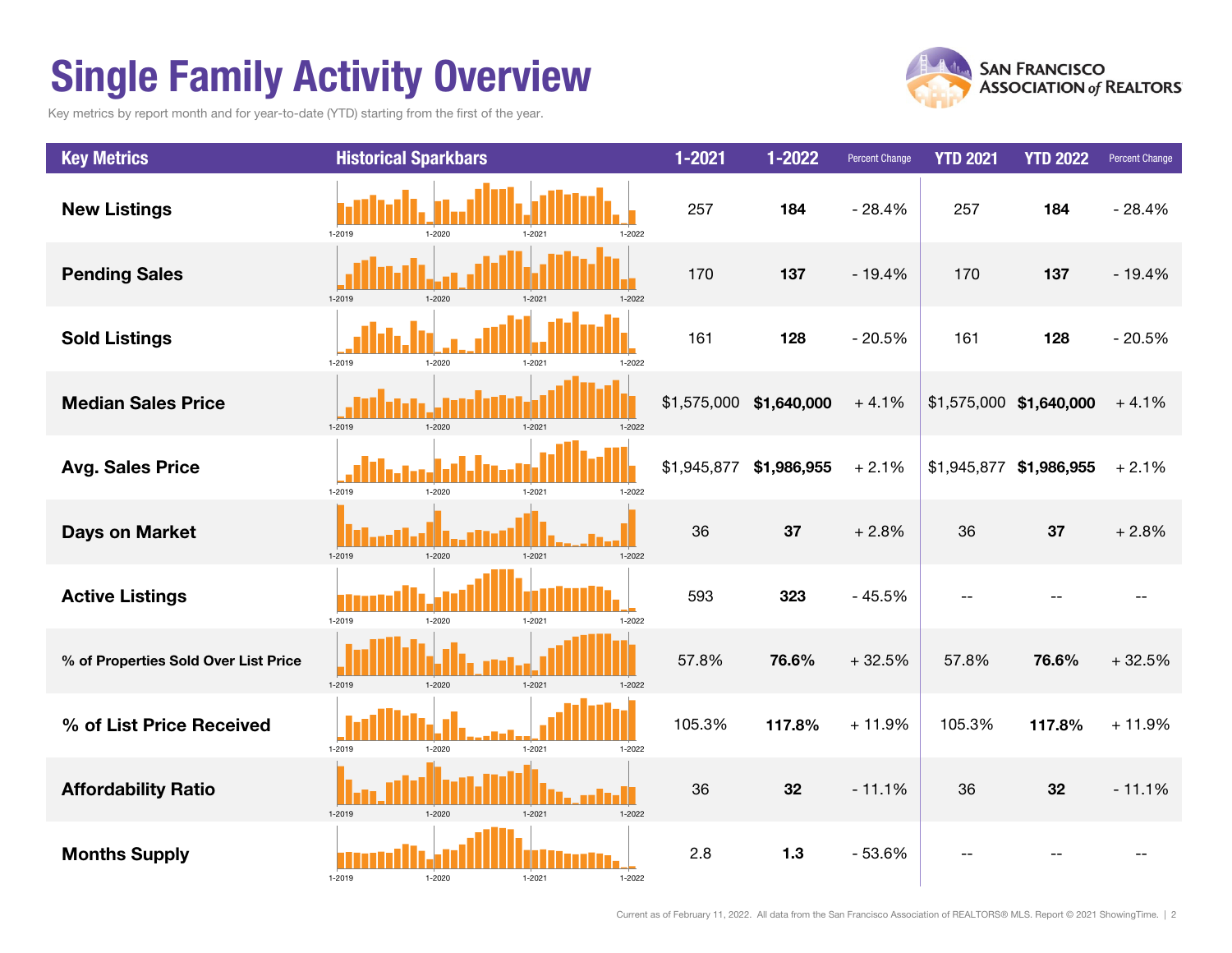# Single Family Activity Overview

Key metrics by report month and for year-to-date (YTD) starting from the first of the year.

| Key Metrics | Historical Sparkbars | 1-2021 | 1-2022 | Percent Change | YTD 2021 | YTD 2022 | Percent Change |
|---|---|---|---|---|---|---|---|
| New Listings | 1-2019 1-2020 1-2021 1-2022 | 257 | **184** | - 28.4% | 257 | **184** | - 28.4% |
| Pending Sales | 1-2019 1-2020 1-2021 1-2022 | 170 | **137** | - 19.4% | 170 | **137** | - 19.4% |
| Sold Listings | 1-2019 1-2020 1-2021 1-2022 | 161 | **128** | - 20.5% | 161 | **128** | - 20.5% |
| Median Sales Price | 1-2019 1-2020 1-2021 1-2022 | $1,575,000 | **$1,640,000** | + 4.1% | $1,575,000 | **$1,640,000** | + 4.1% |
| Avg. Sales Price | 1-2019 1-2020 1-2021 1-2022 | $1,945,877 | **$1,986,955** | + 2.1% | $1,945,877 | **$1,986,955** | + 2.1% |
| Days on Market | 1-2019 1-2020 1-2021 1-2022 | 36 | **37** | + 2.8% | 36 | **37** | + 2.8% |
| Active Listings | 1-2019 1-2020 1-2021 1-2022 | 593 | **323** | - 45.5% | -- | -- | -- |
| % of Properties Sold Over List Price | 1-2019 1-2020 1-2021 1-2022 | 57.8% | **76.6%** | + 32.5% | 57.8% | **76.6%** | + 32.5% |
| % of List Price Received | 1-2019 1-2020 1-2021 1-2022 | 105.3% | **117.8%** | + 11.9% | 105.3% | **117.8%** | + 11.9% |
| Affordability Ratio | 1-2019 1-2020 1-2021 1-2022 | 36 | **32** | - 11.1% | 36 | **32** | - 11.1% |
| Months Supply | 1-2019 1-2020 1-2021 1-2022 | 2.8 | **1.3** | - 53.6% | -- | -- | -- |

Current as of February 11, 2022. All data from the San Francisco Association of REALTORS® MLS. Report © 2021 ShowingTime.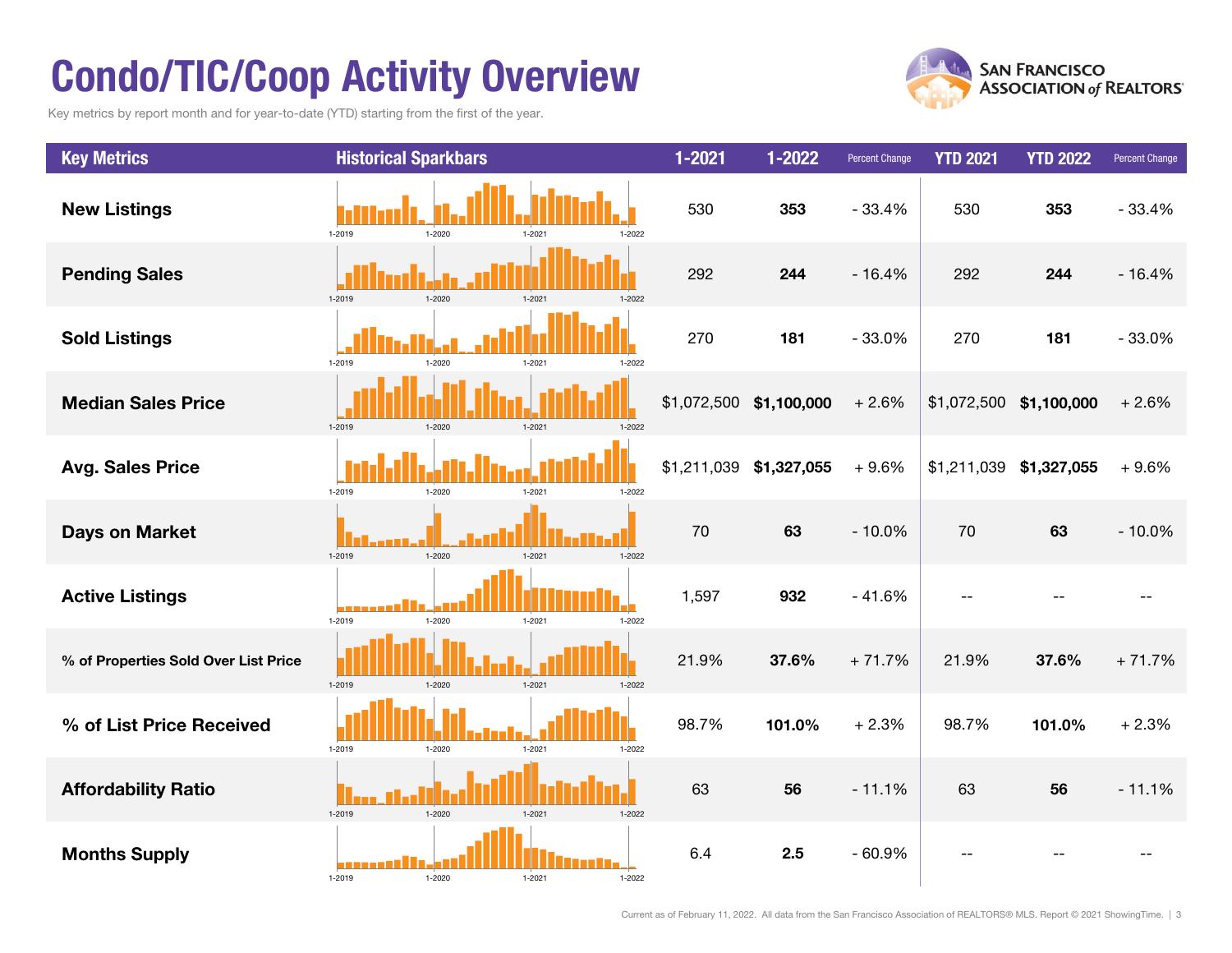# Condo/TIC/Coop Activity Overview

Key metrics by report month and for year-to-date (YTD) starting from the first of the year.

| Key Metrics | Historical Sparkbars | 1-2021 | 1-2022 | Percent Change | YTD 2021 | YTD 2022 | Percent Change |
|---|---|---|---|---|---|---|---|
| New Listings | 1-2019 1-2020 1-2021 1-2022 | 530 | **353** | - 33.4% | 530 | **353** | - 33.4% |
| Pending Sales | 1-2019 1-2020 1-2021 1-2022 | 292 | **244** | - 16.4% | 292 | **244** | - 16.4% |
| Sold Listings | 1-2019 1-2020 1-2021 1-2022 | 270 | **181** | - 33.0% | 270 | **181** | - 33.0% |
| Median Sales Price | 1-2019 1-2020 1-2021 1-2022 | $1,072,500 | **$1,100,000** | + 2.6% | $1,072,500 | **$1,100,000** | + 2.6% |
| Avg. Sales Price | 1-2019 1-2020 1-2021 1-2022 | $1,211,039 | **$1,327,055** | + 9.6% | $1,211,039 | **$1,327,055** | + 9.6% |
| Days on Market | 1-2019 1-2020 1-2021 1-2022 | 70 | **63** | - 10.0% | 70 | **63** | - 10.0% |
| Active Listings | 1-2019 1-2020 1-2021 1-2022 | 1,597 | **932** | - 41.6% | -- | -- | -- |
| % of Properties Sold Over List Price | 1-2019 1-2020 1-2021 1-2022 | 21.9% | **37.6%** | + 71.7% | 21.9% | **37.6%** | + 71.7% |
| % of List Price Received | 1-2019 1-2020 1-2021 1-2022 | 98.7% | **101.0%** | + 2.3% | 98.7% | **101.0%** | + 2.3% |
| Affordability Ratio | 1-2019 1-2020 1-2021 1-2022 | 63 | **56** | - 11.1% | 63 | **56** | - 11.1% |
| Months Supply | 1-2019 1-2020 1-2021 1-2022 | 6.4 | **2.5** | - 60.9% | -- | -- | -- |

Current as of February 11, 2022. All data from the San Francisco Association of REALTORS® MLS. Report © 2021 ShowingTime.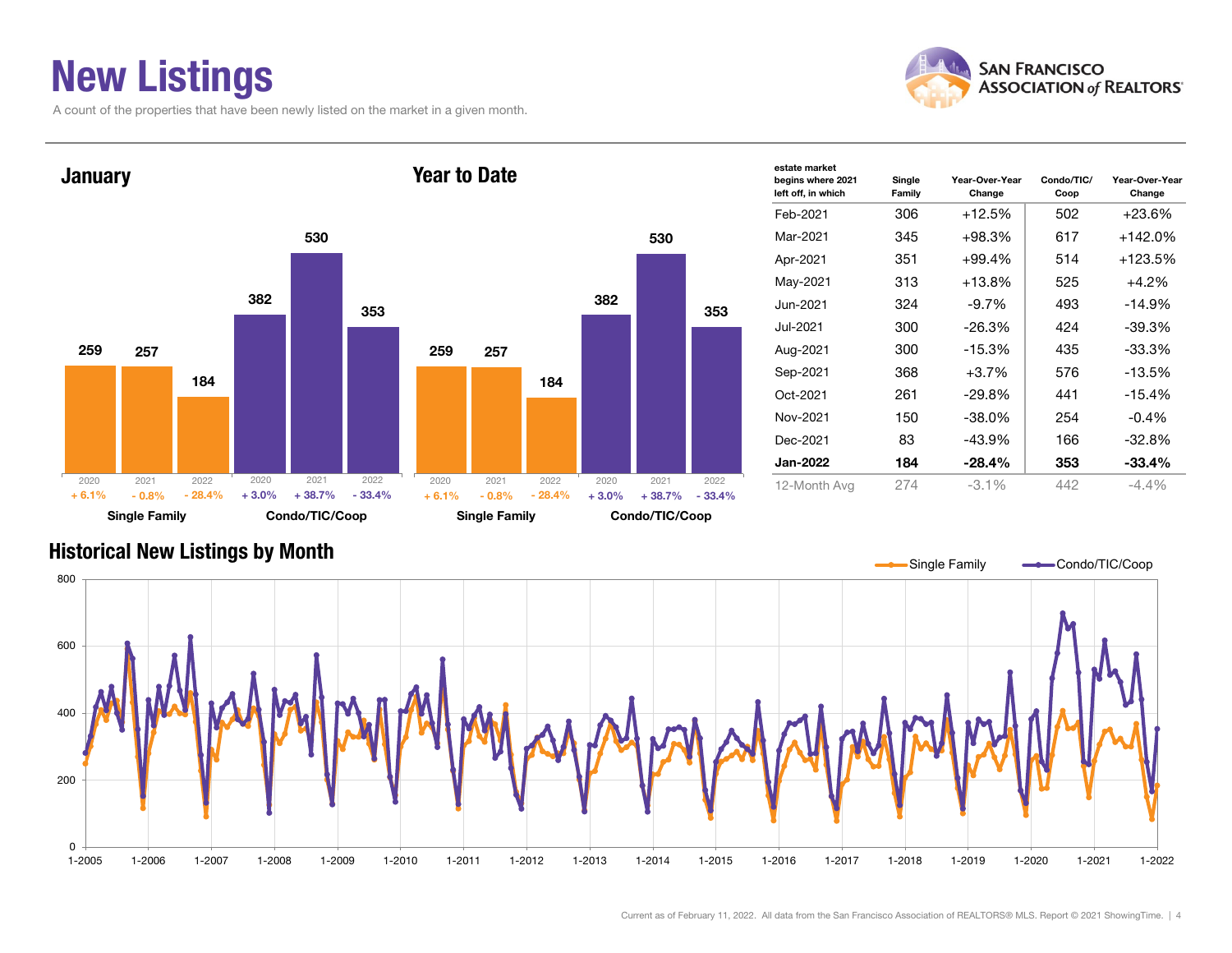# New Listings

A count of the properties that have been newly listed on the market in a given month.

## January

| | 2020 | 2021 | 2022 |
|---|---|---|---|
| Single Family | 259 | 257 | 184 |
| Change | + 6.1% | - 0.8% | - 28.4% |
| Condo/TIC/Coop | 382 | 530 | 353 |
| Change | + 3.0% | + 38.7% | - 33.4% |

## Year to Date

| | 2020 | 2021 | 2022 |
|---|---|---|---|
| Single Family | 259 | 257 | 184 |
| Change | + 6.1% | - 0.8% | - 28.4% |
| Condo/TIC/Coop | 382 | 530 | 353 |
| Change | + 3.0% | + 38.7% | - 33.4% |

| estate market begins where 2021 left off, in which | Single Family | Year-Over-Year Change | Condo/TIC/ Coop | Year-Over-Year Change |
|---|---|---|---|---|
| Feb-2021 | 306 | +12.5% | 502 | +23.6% |
| Mar-2021 | 345 | +98.3% | 617 | +142.0% |
| Apr-2021 | 351 | +99.4% | 514 | +123.5% |
| May-2021 | 313 | +13.8% | 525 | +4.2% |
| Jun-2021 | 324 | -9.7% | 493 | -14.9% |
| Jul-2021 | 300 | -26.3% | 424 | -39.3% |
| Aug-2021 | 300 | -15.3% | 435 | -33.3% |
| Sep-2021 | 368 | +3.7% | 576 | -13.5% |
| Oct-2021 | 261 | -29.8% | 441 | -15.4% |
| Nov-2021 | 150 | -38.0% | 254 | -0.4% |
| Dec-2021 | 83 | -43.9% | 166 | -32.8% |
| **Jan-2022** | **184** | **-28.4%** | **353** | **-33.4%** |
| 12-Month Avg | 274 | -3.1% | 442 | -4.4% |

## Historical New Listings by Month

Single Family — Condo/TIC/Coop

Current as of February 11, 2022. All data from the San Francisco Association of REALTORS® MLS. Report © 2021 ShowingTime.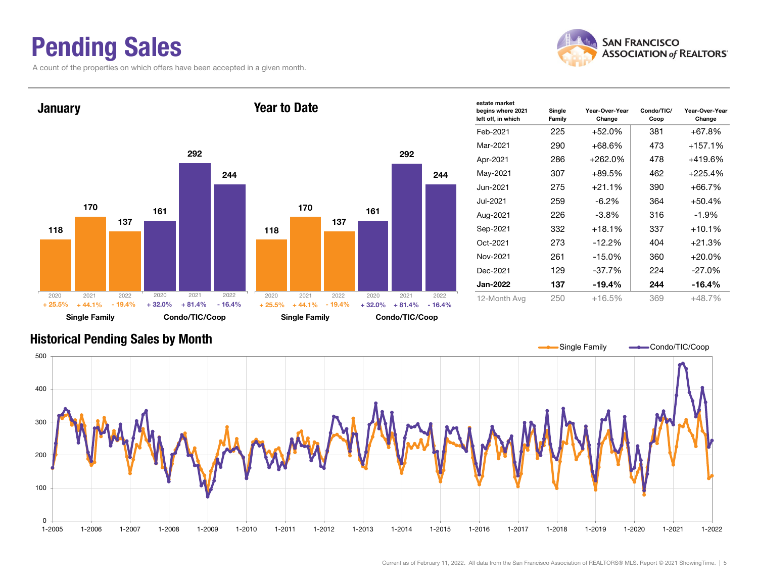# Pending Sales

A count of the properties on which offers have been accepted in a given month.

## January

| | 2020 | 2021 | 2022 |
|---|---|---|---|
| Single Family | 118 | 170 | 137 |
| | + 25.5% | + 44.1% | - 19.4% |
| Condo/TIC/Coop | 161 | 292 | 244 |
| | + 32.0% | + 81.4% | - 16.4% |

## Year to Date

| | 2020 | 2021 | 2022 |
|---|---|---|---|
| Single Family | 118 | 170 | 137 |
| | + 25.5% | + 44.1% | - 19.4% |
| Condo/TIC/Coop | 161 | 292 | 244 |
| | + 32.0% | + 81.4% | - 16.4% |

| estate market begins where 2021 left off, in which | Single Family | Year-Over-Year Change | Condo/TIC/ Coop | Year-Over-Year Change |
|---|---|---|---|---|
| Feb-2021 | 225 | +52.0% | 381 | +67.8% |
| Mar-2021 | 290 | +68.6% | 473 | +157.1% |
| Apr-2021 | 286 | +262.0% | 478 | +419.6% |
| May-2021 | 307 | +89.5% | 462 | +225.4% |
| Jun-2021 | 275 | +21.1% | 390 | +66.7% |
| Jul-2021 | 259 | -6.2% | 364 | +50.4% |
| Aug-2021 | 226 | -3.8% | 316 | -1.9% |
| Sep-2021 | 332 | +18.1% | 337 | +10.1% |
| Oct-2021 | 273 | -12.2% | 404 | +21.3% |
| Nov-2021 | 261 | -15.0% | 360 | +20.0% |
| Dec-2021 | 129 | -37.7% | 224 | -27.0% |
| **Jan-2022** | **137** | **-19.4%** | **244** | **-16.4%** |
| 12-Month Avg | 250 | +16.5% | 369 | +48.7% |

## Historical Pending Sales by Month

Single Family — Condo/TIC/Coop

Current as of February 11, 2022. All data from the San Francisco Association of REALTORS® MLS. Report © 2021 ShowingTime.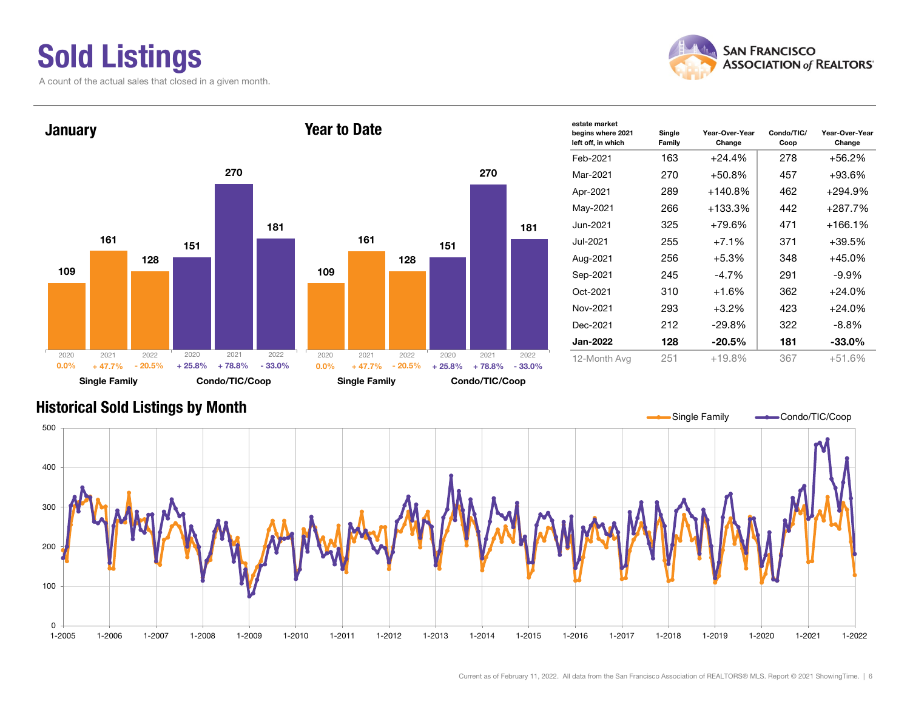# Sold Listings

A count of the actual sales that closed in a given month.

## January

| | 2020 | 2021 | 2022 |
|---|---|---|---|
| Single Family | 109 | 161 | 128 |
| Change | 0.0% | + 47.7% | - 20.5% |
| Condo/TIC/Coop | 151 | 270 | 181 |
| Change | + 25.8% | + 78.8% | - 33.0% |

## Year to Date

| | 2020 | 2021 | 2022 |
|---|---|---|---|
| Single Family | 109 | 161 | 128 |
| Change | 0.0% | + 47.7% | - 20.5% |
| Condo/TIC/Coop | 151 | 270 | 181 |
| Change | + 25.8% | + 78.8% | - 33.0% |

| estate market begins where 2021 left off, in which | Single Family | Year-Over-Year Change | Condo/TIC/ Coop | Year-Over-Year Change |
|---|---|---|---|---|
| Feb-2021 | 163 | +24.4% | 278 | +56.2% |
| Mar-2021 | 270 | +50.8% | 457 | +93.6% |
| Apr-2021 | 289 | +140.8% | 462 | +294.9% |
| May-2021 | 266 | +133.3% | 442 | +287.7% |
| Jun-2021 | 325 | +79.6% | 471 | +166.1% |
| Jul-2021 | 255 | +7.1% | 371 | +39.5% |
| Aug-2021 | 256 | +5.3% | 348 | +45.0% |
| Sep-2021 | 245 | -4.7% | 291 | -9.9% |
| Oct-2021 | 310 | +1.6% | 362 | +24.0% |
| Nov-2021 | 293 | +3.2% | 423 | +24.0% |
| Dec-2021 | 212 | -29.8% | 322 | -8.8% |
| **Jan-2022** | **128** | **-20.5%** | **181** | **-33.0%** |
| 12-Month Avg | 251 | +19.8% | 367 | +51.6% |

## Historical Sold Listings by Month

Current as of February 11, 2022. All data from the San Francisco Association of REALTORS® MLS. Report © 2021 ShowingTime.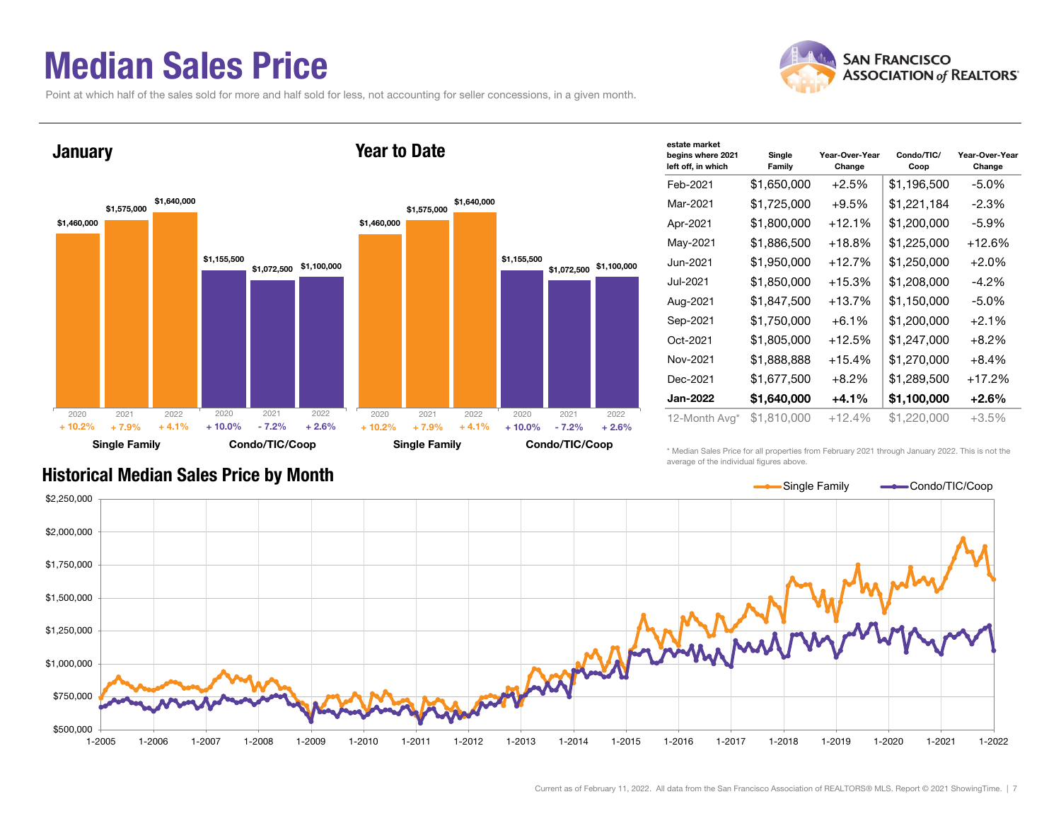# Median Sales Price

Point at which half of the sales sold for more and half sold for less, not accounting for seller concessions, in a given month.

## January

| | 2020 | 2021 | 2022 |
|---|---|---|---|
| Single Family | $1,460,000 | $1,575,000 | $1,640,000 |
| Change | + 10.2% | + 7.9% | + 4.1% |
| Condo/TIC/Coop | $1,155,500 | $1,072,500 | $1,100,000 |
| Change | + 10.0% | - 7.2% | + 2.6% |

## Year to Date

| | 2020 | 2021 | 2022 |
|---|---|---|---|
| Single Family | $1,460,000 | $1,575,000 | $1,640,000 |
| Change | + 10.2% | + 7.9% | + 4.1% |
| Condo/TIC/Coop | $1,155,500 | $1,072,500 | $1,100,000 |
| Change | + 10.0% | - 7.2% | + 2.6% |

| estate market begins where 2021 left off, in which | Single Family | Year-Over-Year Change | Condo/TIC/ Coop | Year-Over-Year Change |
|---|---|---|---|---|
| Feb-2021 | $1,650,000 | +2.5% | $1,196,500 | -5.0% |
| Mar-2021 | $1,725,000 | +9.5% | $1,221,184 | -2.3% |
| Apr-2021 | $1,800,000 | +12.1% | $1,200,000 | -5.9% |
| May-2021 | $1,886,500 | +18.8% | $1,225,000 | +12.6% |
| Jun-2021 | $1,950,000 | +12.7% | $1,250,000 | +2.0% |
| Jul-2021 | $1,850,000 | +15.3% | $1,208,000 | -4.2% |
| Aug-2021 | $1,847,500 | +13.7% | $1,150,000 | -5.0% |
| Sep-2021 | $1,750,000 | +6.1% | $1,200,000 | +2.1% |
| Oct-2021 | $1,805,000 | +12.5% | $1,247,000 | +8.2% |
| Nov-2021 | $1,888,888 | +15.4% | $1,270,000 | +8.4% |
| Dec-2021 | $1,677,500 | +8.2% | $1,289,500 | +17.2% |
| **Jan-2022** | **$1,640,000** | **+4.1%** | **$1,100,000** | **+2.6%** |
| 12-Month Avg* | $1,810,000 | +12.4% | $1,220,000 | +3.5% |

\* Median Sales Price for all properties from February 2021 through January 2022. This is not the average of the individual figures above.

## Historical Median Sales Price by Month

Single Family — Condo/TIC/Coop

Current as of February 11, 2022. All data from the San Francisco Association of REALTORS® MLS. Report © 2021 ShowingTime.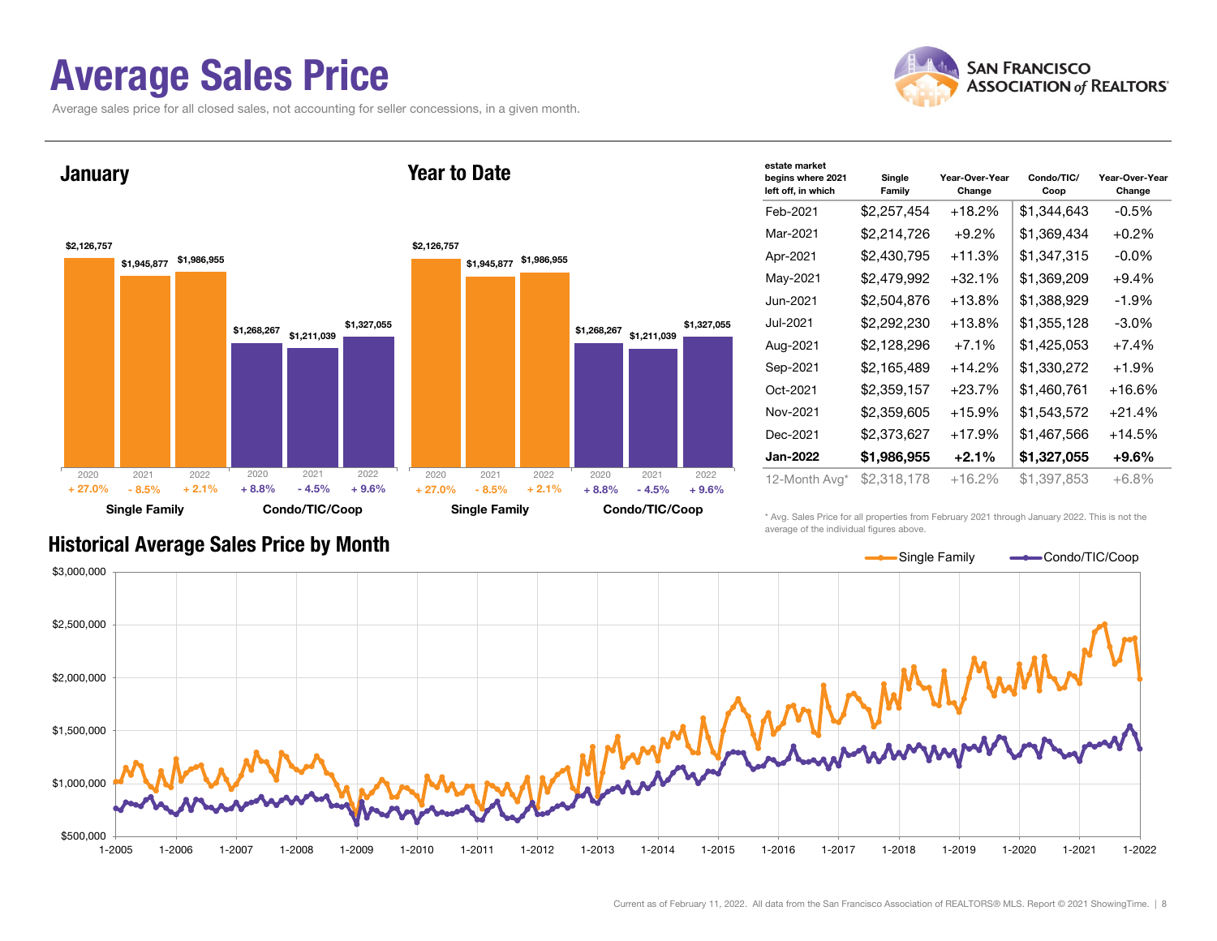# Average Sales Price

Average sales price for all closed sales, not accounting for seller concessions, in a given month.

## January

| | 2020 | 2021 | 2022 |
|---|---|---|---|
| Single Family | $2,126,757 | $1,945,877 | $1,986,955 |
| | + 27.0% | - 8.5% | + 2.1% |
| Condo/TIC/Coop | $1,268,267 | $1,211,039 | $1,327,055 |
| | + 8.8% | - 4.5% | + 9.6% |

## Year to Date

| | 2020 | 2021 | 2022 |
|---|---|---|---|
| Single Family | $2,126,757 | $1,945,877 | $1,986,955 |
| | + 27.0% | - 8.5% | + 2.1% |
| Condo/TIC/Coop | $1,268,267 | $1,211,039 | $1,327,055 |
| | + 8.8% | - 4.5% | + 9.6% |

| estate market begins where 2021 left off, in which | Single Family | Year-Over-Year Change | Condo/TIC/ Coop | Year-Over-Year Change |
|---|---|---|---|---|
| Feb-2021 | $2,257,454 | +18.2% | $1,344,643 | -0.5% |
| Mar-2021 | $2,214,726 | +9.2% | $1,369,434 | +0.2% |
| Apr-2021 | $2,430,795 | +11.3% | $1,347,315 | -0.0% |
| May-2021 | $2,479,992 | +32.1% | $1,369,209 | +9.4% |
| Jun-2021 | $2,504,876 | +13.8% | $1,388,929 | -1.9% |
| Jul-2021 | $2,292,230 | +13.8% | $1,355,128 | -3.0% |
| Aug-2021 | $2,128,296 | +7.1% | $1,425,053 | +7.4% |
| Sep-2021 | $2,165,489 | +14.2% | $1,330,272 | +1.9% |
| Oct-2021 | $2,359,157 | +23.7% | $1,460,761 | +16.6% |
| Nov-2021 | $2,359,605 | +15.9% | $1,543,572 | +21.4% |
| Dec-2021 | $2,373,627 | +17.9% | $1,467,566 | +14.5% |
| **Jan-2022** | **$1,986,955** | **+2.1%** | **$1,327,055** | **+9.6%** |
| 12-Month Avg* | $2,318,178 | +16.2% | $1,397,853 | +6.8% |

\* Avg. Sales Price for all properties from February 2021 through January 2022. This is not the average of the individual figures above.

## Historical Average Sales Price by Month

Single Family | Condo/TIC/Coop

Current as of February 11, 2022. All data from the San Francisco Association of REALTORS® MLS. Report © 2021 ShowingTime.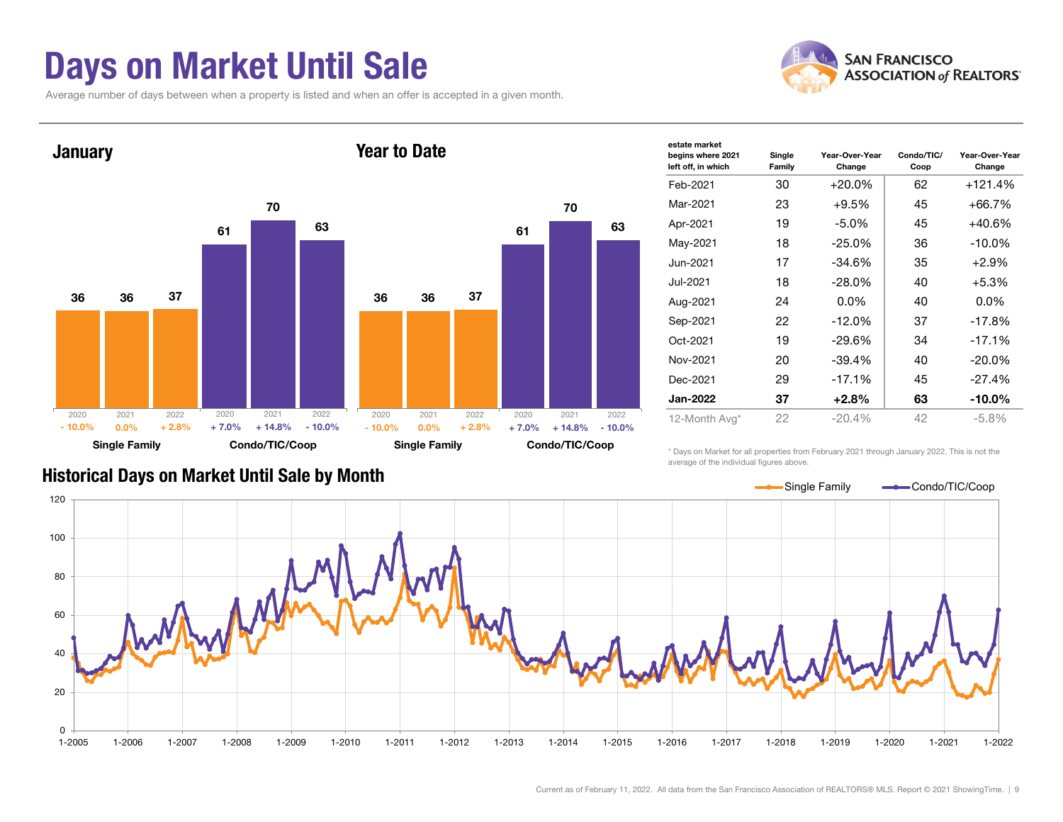# Days on Market Until Sale

Average number of days between when a property is listed and when an offer is accepted in a given month.

## January

| | Single Family 2020 | Single Family 2021 | Single Family 2022 | Condo/TIC/Coop 2020 | Condo/TIC/Coop 2021 | Condo/TIC/Coop 2022 |
|---|---|---|---|---|---|---|
| Days | 36 | 36 | 37 | 61 | 70 | 63 |
| Change | - 10.0% | 0.0% | + 2.8% | + 7.0% | + 14.8% | - 10.0% |

## Year to Date

| | Single Family 2020 | Single Family 2021 | Single Family 2022 | Condo/TIC/Coop 2020 | Condo/TIC/Coop 2021 | Condo/TIC/Coop 2022 |
|---|---|---|---|---|---|---|
| Days | 36 | 36 | 37 | 61 | 70 | 63 |
| Change | - 10.0% | 0.0% | + 2.8% | + 7.0% | + 14.8% | - 10.0% |

| estate market begins where 2021 left off, in which | Single Family | Year-Over-Year Change | Condo/TIC/ Coop | Year-Over-Year Change |
|---|---|---|---|---|
| Feb-2021 | 30 | +20.0% | 62 | +121.4% |
| Mar-2021 | 23 | +9.5% | 45 | +66.7% |
| Apr-2021 | 19 | -5.0% | 45 | +40.6% |
| May-2021 | 18 | -25.0% | 36 | -10.0% |
| Jun-2021 | 17 | -34.6% | 35 | +2.9% |
| Jul-2021 | 18 | -28.0% | 40 | +5.3% |
| Aug-2021 | 24 | 0.0% | 40 | 0.0% |
| Sep-2021 | 22 | -12.0% | 37 | -17.8% |
| Oct-2021 | 19 | -29.6% | 34 | -17.1% |
| Nov-2021 | 20 | -39.4% | 40 | -20.0% |
| Dec-2021 | 29 | -17.1% | 45 | -27.4% |
| **Jan-2022** | **37** | **+2.8%** | **63** | **-10.0%** |
| 12-Month Avg* | 22 | -20.4% | 42 | -5.8% |

\* Days on Market for all properties from February 2021 through January 2022. This is not the average of the individual figures above.

## Historical Days on Market Until Sale by Month

Single Family — Condo/TIC/Coop

Current as of February 11, 2022. All data from the San Francisco Association of REALTORS® MLS. Report © 2021 ShowingTime.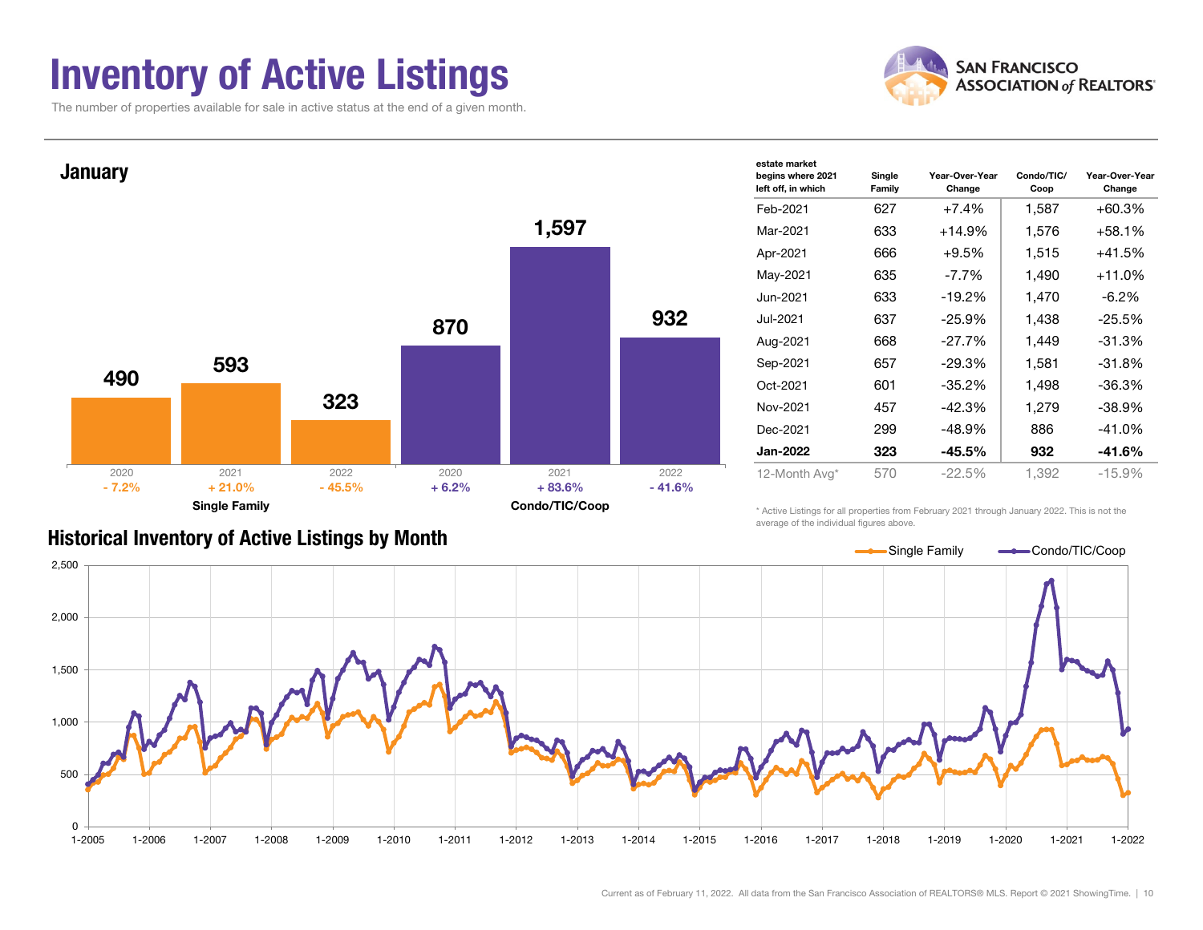# Inventory of Active Listings

The number of properties available for sale in active status at the end of a given month.

## January

| | 2020 | 2021 | 2022 |
|---|---|---|---|
| Single Family | 490 | 593 | 323 |
| Change | - 7.2% | + 21.0% | - 45.5% |
| Condo/TIC/Coop | 870 | 1,597 | 932 |
| Change | + 6.2% | + 83.6% | - 41.6% |

| estate market begins where 2021 left off, in which | Single Family | Year-Over-Year Change | Condo/TIC/Coop | Year-Over-Year Change |
|---|---|---|---|---|
| Feb-2021 | 627 | +7.4% | 1,587 | +60.3% |
| Mar-2021 | 633 | +14.9% | 1,576 | +58.1% |
| Apr-2021 | 666 | +9.5% | 1,515 | +41.5% |
| May-2021 | 635 | -7.7% | 1,490 | +11.0% |
| Jun-2021 | 633 | -19.2% | 1,470 | -6.2% |
| Jul-2021 | 637 | -25.9% | 1,438 | -25.5% |
| Aug-2021 | 668 | -27.7% | 1,449 | -31.3% |
| Sep-2021 | 657 | -29.3% | 1,581 | -31.8% |
| Oct-2021 | 601 | -35.2% | 1,498 | -36.3% |
| Nov-2021 | 457 | -42.3% | 1,279 | -38.9% |
| Dec-2021 | 299 | -48.9% | 886 | -41.0% |
| **Jan-2022** | **323** | **-45.5%** | **932** | **-41.6%** |
| 12-Month Avg* | 570 | -22.5% | 1,392 | -15.9% |

\* Active Listings for all properties from February 2021 through January 2022. This is not the average of the individual figures above.

## Historical Inventory of Active Listings by Month

Current as of February 11, 2022. All data from the San Francisco Association of REALTORS® MLS. Report © 2021 ShowingTime.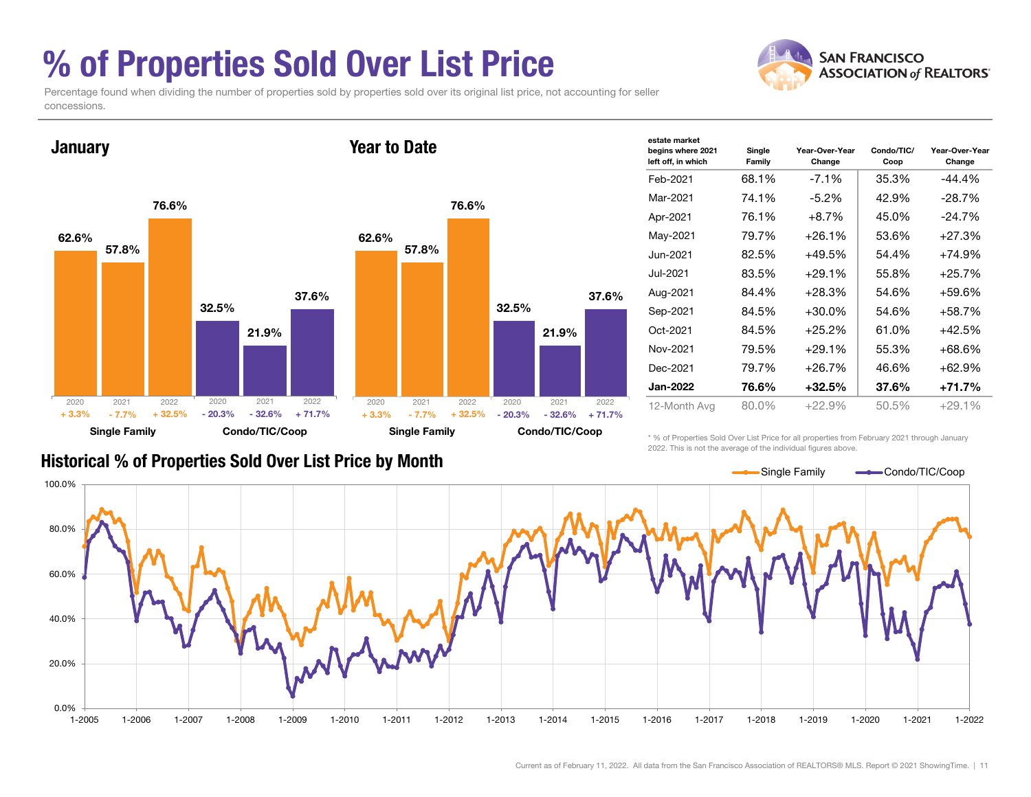# % of Properties Sold Over List Price

Percentage found when dividing the number of properties sold by properties sold over its original list price, not accounting for seller concessions.

## January

| | 2020 | 2021 | 2022 |
|---|---|---|---|
| Single Family | 62.6% | 57.8% | 76.6% |
| Change | + 3.3% | - 7.7% | + 32.5% |
| Condo/TIC/Coop | 32.5% | 21.9% | 37.6% |
| Change | - 20.3% | - 32.6% | + 71.7% |

## Year to Date

| | 2020 | 2021 | 2022 |
|---|---|---|---|
| Single Family | 62.6% | 57.8% | 76.6% |
| Change | + 3.3% | - 7.7% | + 32.5% |
| Condo/TIC/Coop | 32.5% | 21.9% | 37.6% |
| Change | - 20.3% | - 32.6% | + 71.7% |

| estate market begins where 2021 left off, in which | Single Family | Year-Over-Year Change | Condo/TIC/ Coop | Year-Over-Year Change |
|---|---|---|---|---|
| Feb-2021 | 68.1% | -7.1% | 35.3% | -44.4% |
| Mar-2021 | 74.1% | -5.2% | 42.9% | -28.7% |
| Apr-2021 | 76.1% | +8.7% | 45.0% | -24.7% |
| May-2021 | 79.7% | +26.1% | 53.6% | +27.3% |
| Jun-2021 | 82.5% | +49.5% | 54.4% | +74.9% |
| Jul-2021 | 83.5% | +29.1% | 55.8% | +25.7% |
| Aug-2021 | 84.4% | +28.3% | 54.6% | +59.6% |
| Sep-2021 | 84.5% | +30.0% | 54.6% | +58.7% |
| Oct-2021 | 84.5% | +25.2% | 61.0% | +42.5% |
| Nov-2021 | 79.5% | +29.1% | 55.3% | +68.6% |
| Dec-2021 | 79.7% | +26.7% | 46.6% | +62.9% |
| **Jan-2022** | **76.6%** | **+32.5%** | **37.6%** | **+71.7%** |
| 12-Month Avg | 80.0% | +22.9% | 50.5% | +29.1% |

\* % of Properties Sold Over List Price for all properties from February 2021 through January 2022. This is not the average of the individual figures above.

## Historical % of Properties Sold Over List Price by Month

Current as of February 11, 2022. All data from the San Francisco Association of REALTORS® MLS. Report © 2021 ShowingTime.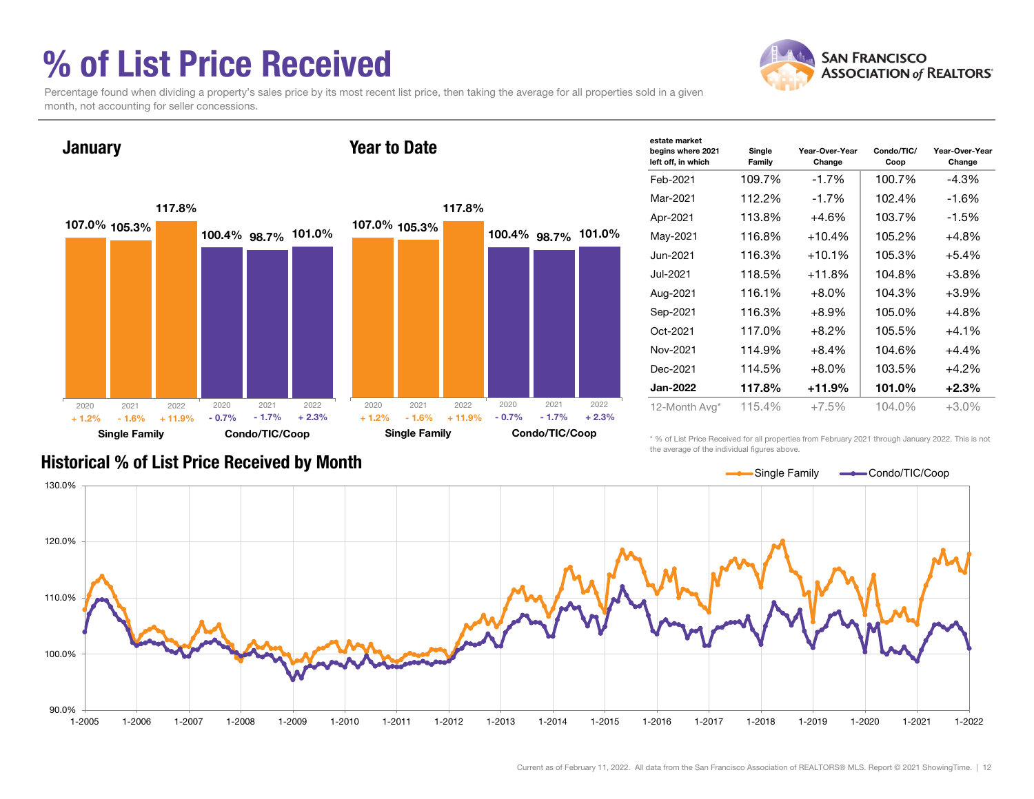# % of List Price Received

Percentage found when dividing a property's sales price by its most recent list price, then taking the average for all properties sold in a given month, not accounting for seller concessions.

## January

| | 2020 | 2021 | 2022 |
|---|---|---|---|
| Single Family | 107.0% (+ 1.2%) | 105.3% (- 1.6%) | 117.8% (+ 11.9%) |
| Condo/TIC/Coop | 100.4% (- 0.7%) | 98.7% (- 1.7%) | 101.0% (+ 2.3%) |

## Year to Date

| | 2020 | 2021 | 2022 |
|---|---|---|---|
| Single Family | 107.0% (+ 1.2%) | 105.3% (- 1.6%) | 117.8% (+ 11.9%) |
| Condo/TIC/Coop | 100.4% (- 0.7%) | 98.7% (- 1.7%) | 101.0% (+ 2.3%) |

| estate market begins where 2021 left off, in which | Single Family | Year-Over-Year Change | Condo/TIC/ Coop | Year-Over-Year Change |
|---|---|---|---|---|
| Feb-2021 | 109.7% | -1.7% | 100.7% | -4.3% |
| Mar-2021 | 112.2% | -1.7% | 102.4% | -1.6% |
| Apr-2021 | 113.8% | +4.6% | 103.7% | -1.5% |
| May-2021 | 116.8% | +10.4% | 105.2% | +4.8% |
| Jun-2021 | 116.3% | +10.1% | 105.3% | +5.4% |
| Jul-2021 | 118.5% | +11.8% | 104.8% | +3.8% |
| Aug-2021 | 116.1% | +8.0% | 104.3% | +3.9% |
| Sep-2021 | 116.3% | +8.9% | 105.0% | +4.8% |
| Oct-2021 | 117.0% | +8.2% | 105.5% | +4.1% |
| Nov-2021 | 114.9% | +8.4% | 104.6% | +4.4% |
| Dec-2021 | 114.5% | +8.0% | 103.5% | +4.2% |
| **Jan-2022** | **117.8%** | **+11.9%** | **101.0%** | **+2.3%** |
| 12-Month Avg* | 115.4% | +7.5% | 104.0% | +3.0% |

\* % of List Price Received for all properties from February 2021 through January 2022. This is not the average of the individual figures above.

## Historical % of List Price Received by Month

Single Family / Condo/TIC/Coop (1-2005 through 1-2022; y-axis 90.0% to 130.0%)

Current as of February 11, 2022. All data from the San Francisco Association of REALTORS® MLS. Report © 2021 ShowingTime.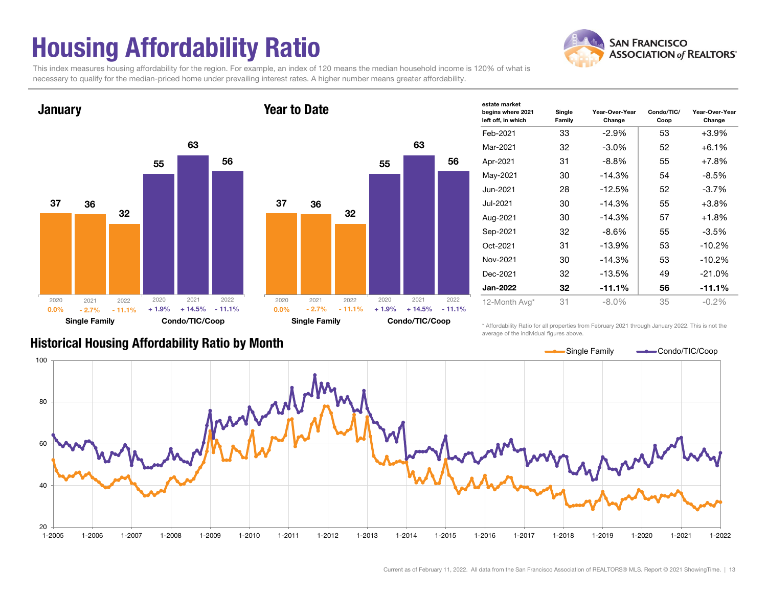# Housing Affordability Ratio

This index measures housing affordability for the region. For example, an index of 120 means the median household income is 120% of what is necessary to qualify for the median-priced home under prevailing interest rates. A higher number means greater affordability.

San Francisco Association of Realtors

## January

| | 2020 | 2021 | 2022 |
|---|---|---|---|
| Single Family | 37 (0.0%) | 36 (- 2.7%) | 32 (- 11.1%) |
| Condo/TIC/Coop | 55 (+ 1.9%) | 63 (+ 14.5%) | 56 (- 11.1%) |

## Year to Date

| | 2020 | 2021 | 2022 |
|---|---|---|---|
| Single Family | 37 (0.0%) | 36 (- 2.7%) | 32 (- 11.1%) |
| Condo/TIC/Coop | 55 (+ 1.9%) | 63 (+ 14.5%) | 56 (- 11.1%) |

| estate market begins where 2021 left off, in which | Single Family | Year-Over-Year Change | Condo/TIC/ Coop | Year-Over-Year Change |
|---|---|---|---|---|
| Feb-2021 | 33 | -2.9% | 53 | +3.9% |
| Mar-2021 | 32 | -3.0% | 52 | +6.1% |
| Apr-2021 | 31 | -8.8% | 55 | +7.8% |
| May-2021 | 30 | -14.3% | 54 | -8.5% |
| Jun-2021 | 28 | -12.5% | 52 | -3.7% |
| Jul-2021 | 30 | -14.3% | 55 | +3.8% |
| Aug-2021 | 30 | -14.3% | 57 | +1.8% |
| Sep-2021 | 32 | -8.6% | 55 | -3.5% |
| Oct-2021 | 31 | -13.9% | 53 | -10.2% |
| Nov-2021 | 30 | -14.3% | 53 | -10.2% |
| Dec-2021 | 32 | -13.5% | 49 | -21.0% |
| **Jan-2022** | **32** | **-11.1%** | **56** | **-11.1%** |
| 12-Month Avg* | 31 | -8.0% | 35 | -0.2% |

\* Affordability Ratio for all properties from February 2021 through January 2022. This is not the average of the individual figures above.

## Historical Housing Affordability Ratio by Month

Single Family — Condo/TIC/Coop

Current as of February 11, 2022. All data from the San Francisco Association of REALTORS® MLS. Report © 2021 ShowingTime.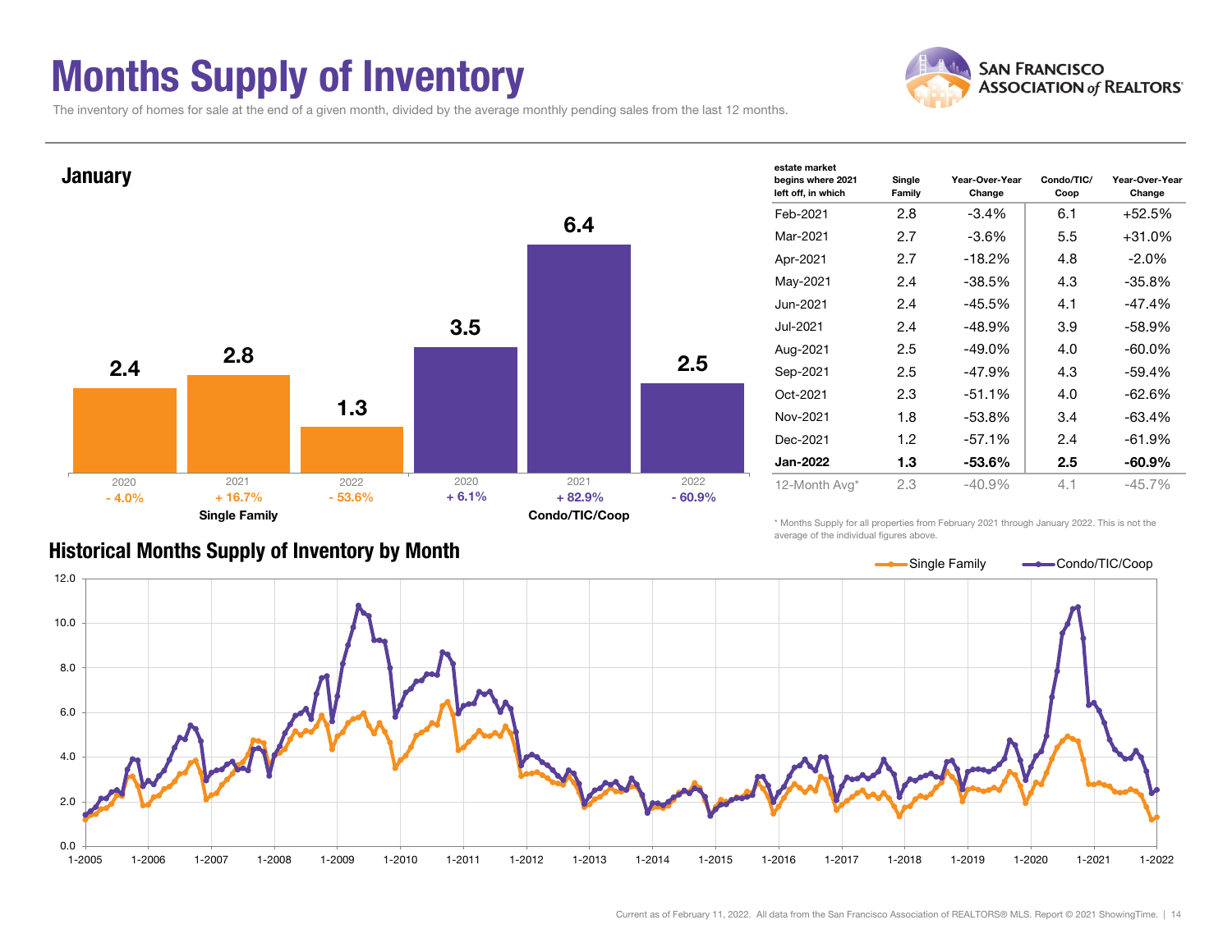# Months Supply of Inventory

The inventory of homes for sale at the end of a given month, divided by the average monthly pending sales from the last 12 months.

## January

| | Single Family | | | Condo/TIC/Coop | | |
|---|---|---|---|---|---|---|
| Year | 2020 | 2021 | 2022 | 2020 | 2021 | 2022 |
| Months Supply | 2.4 | 2.8 | 1.3 | 3.5 | 6.4 | 2.5 |
| Change | - 4.0% | + 16.7% | - 53.6% | + 6.1% | + 82.9% | - 60.9% |

| estate market begins where 2021 left off, in which | Single Family | Year-Over-Year Change | Condo/TIC/ Coop | Year-Over-Year Change |
|---|---|---|---|---|
| Feb-2021 | 2.8 | -3.4% | 6.1 | +52.5% |
| Mar-2021 | 2.7 | -3.6% | 5.5 | +31.0% |
| Apr-2021 | 2.7 | -18.2% | 4.8 | -2.0% |
| May-2021 | 2.4 | -38.5% | 4.3 | -35.8% |
| Jun-2021 | 2.4 | -45.5% | 4.1 | -47.4% |
| Jul-2021 | 2.4 | -48.9% | 3.9 | -58.9% |
| Aug-2021 | 2.5 | -49.0% | 4.0 | -60.0% |
| Sep-2021 | 2.5 | -47.9% | 4.3 | -59.4% |
| Oct-2021 | 2.3 | -51.1% | 4.0 | -62.6% |
| Nov-2021 | 1.8 | -53.8% | 3.4 | -63.4% |
| Dec-2021 | 1.2 | -57.1% | 2.4 | -61.9% |
| **Jan-2022** | **1.3** | **-53.6%** | **2.5** | **-60.9%** |
| 12-Month Avg* | 2.3 | -40.9% | 4.1 | -45.7% |

\* Months Supply for all properties from February 2021 through January 2022. This is not the average of the individual figures above.

## Historical Months Supply of Inventory by Month

Single Family — Condo/TIC/Coop

Current as of February 11, 2022. All data from the San Francisco Association of REALTORS® MLS. Report © 2021 ShowingTime.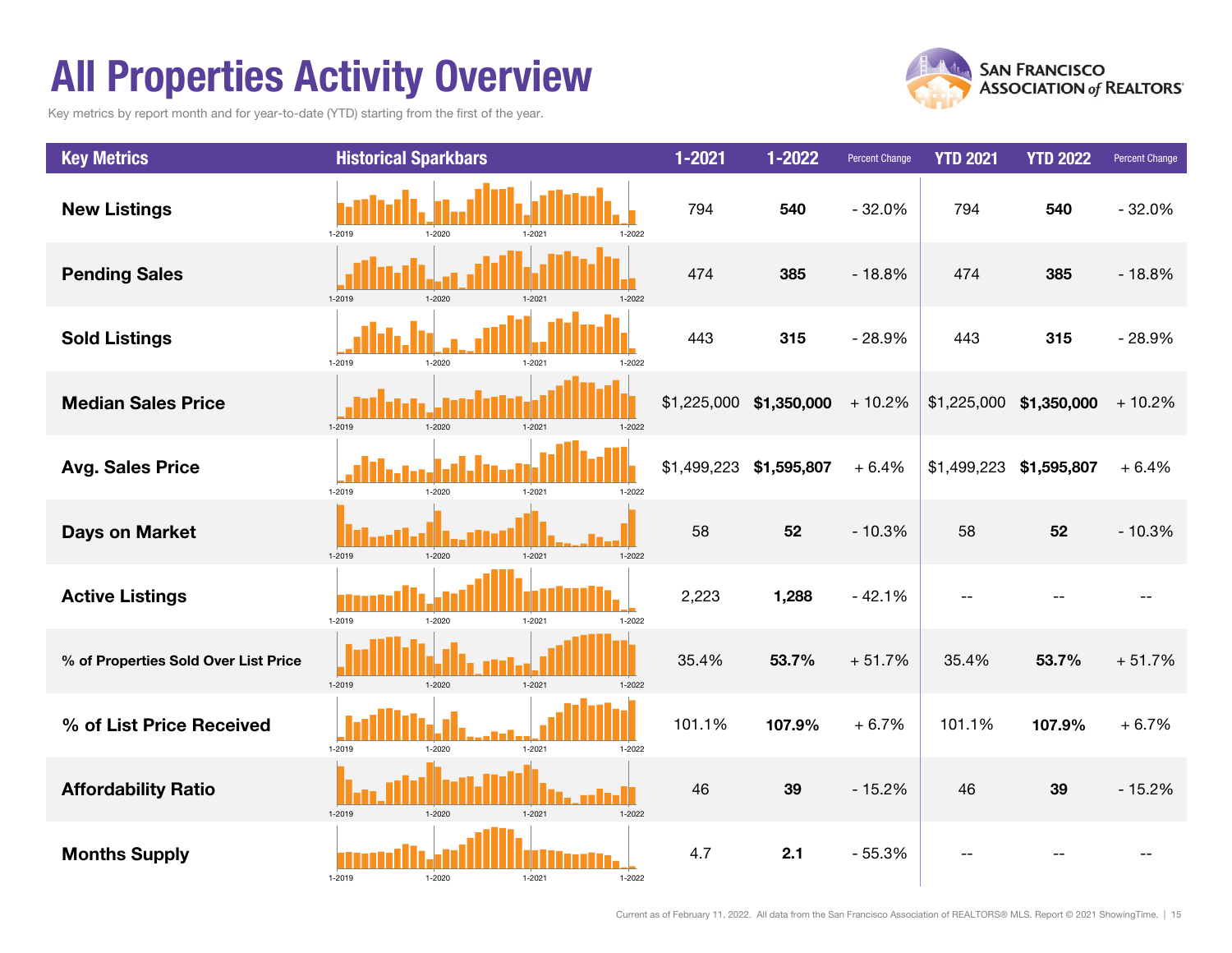# All Properties Activity Overview

Key metrics by report month and for year-to-date (YTD) starting from the first of the year.

| Key Metrics | Historical Sparkbars | 1-2021 | 1-2022 | Percent Change | YTD 2021 | YTD 2022 | Percent Change |
|---|---|---|---|---|---|---|---|
| New Listings | 1-2019 1-2020 1-2021 1-2022 | 794 | **540** | - 32.0% | 794 | **540** | - 32.0% |
| Pending Sales | 1-2019 1-2020 1-2021 1-2022 | 474 | **385** | - 18.8% | 474 | **385** | - 18.8% |
| Sold Listings | 1-2019 1-2020 1-2021 1-2022 | 443 | **315** | - 28.9% | 443 | **315** | - 28.9% |
| Median Sales Price | 1-2019 1-2020 1-2021 1-2022 | $1,225,000 | **$1,350,000** | + 10.2% | $1,225,000 | **$1,350,000** | + 10.2% |
| Avg. Sales Price | 1-2019 1-2020 1-2021 1-2022 | $1,499,223 | **$1,595,807** | + 6.4% | $1,499,223 | **$1,595,807** | + 6.4% |
| Days on Market | 1-2019 1-2020 1-2021 1-2022 | 58 | **52** | - 10.3% | 58 | **52** | - 10.3% |
| Active Listings | 1-2019 1-2020 1-2021 1-2022 | 2,223 | **1,288** | - 42.1% | -- | -- | -- |
| % of Properties Sold Over List Price | 1-2019 1-2020 1-2021 1-2022 | 35.4% | **53.7%** | + 51.7% | 35.4% | **53.7%** | + 51.7% |
| % of List Price Received | 1-2019 1-2020 1-2021 1-2022 | 101.1% | **107.9%** | + 6.7% | 101.1% | **107.9%** | + 6.7% |
| Affordability Ratio | 1-2019 1-2020 1-2021 1-2022 | 46 | **39** | - 15.2% | 46 | **39** | - 15.2% |
| Months Supply | 1-2019 1-2020 1-2021 1-2022 | 4.7 | **2.1** | - 55.3% | -- | -- | -- |

Current as of February 11, 2022. All data from the San Francisco Association of REALTORS® MLS. Report © 2021 ShowingTime.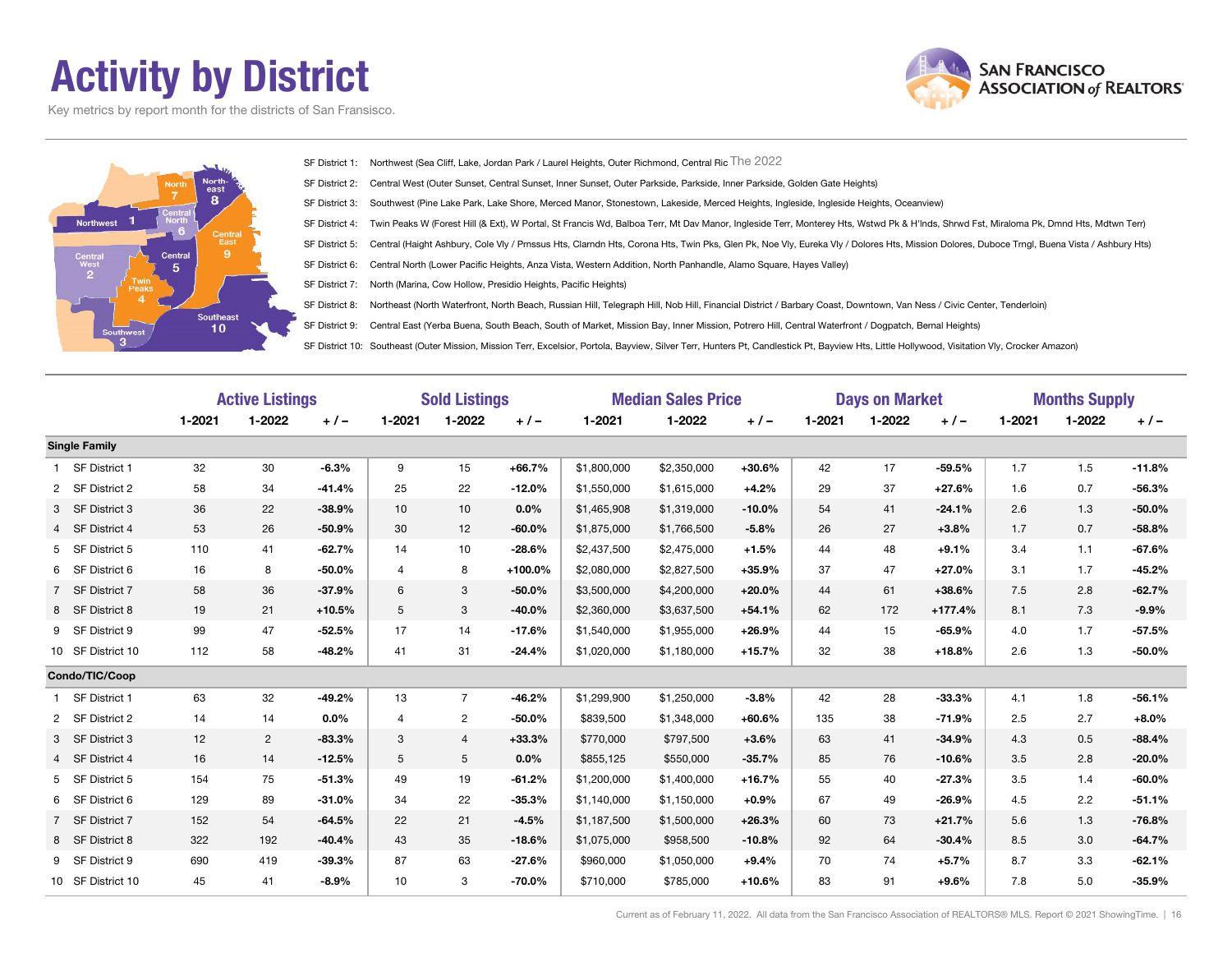# Activity by District

Key metrics by report month for the districts of San Fransisco.

SAN FRANCISCO ASSOCIATION of REALTORS®

Northwest 1
Central West 2
Southwest 3
Twin Peaks 4
Central 5
Central North 6
North 7
North-east 8
Central East 9
Southeast 10

SF District 1: Northwest (Sea Cliff, Lake, Jordan Park / Laurel Heights, Outer Richmond, Central Ric The 2022

SF District 2: Central West (Outer Sunset, Central Sunset, Inner Sunset, Outer Parkside, Parkside, Inner Parkside, Golden Gate Heights)

SF District 3: Southwest (Pine Lake Park, Lake Shore, Merced Manor, Stonestown, Lakeside, Merced Heights, Ingleside, Ingleside Heights, Oceanview)

SF District 4: Twin Peaks W (Forest Hill (& Ext), W Portal, St Francis Wd, Balboa Terr, Mt Dav Manor, Ingleside Terr, Monterey Hts, Wstwd Pk & H'lnds, Shrwd Fst, Miraloma Pk, Dmnd Hts, Mdtwn Terr)

SF District 5: Central (Haight Ashbury, Cole Vly / Prnssus Hts, Clarndn Hts, Corona Hts, Twin Pks, Glen Pk, Noe Vly, Eureka Vly / Dolores Hts, Mission Dolores, Duboce Trngl, Buena Vista / Ashbury Hts)

SF District 6: Central North (Lower Pacific Heights, Anza Vista, Western Addition, North Panhandle, Alamo Square, Hayes Valley)

SF District 7: North (Marina, Cow Hollow, Presidio Heights, Pacific Heights)

SF District 8: Northeast (North Waterfront, North Beach, Russian Hill, Telegraph Hill, Nob Hill, Financial District / Barbary Coast, Downtown, Van Ness / Civic Center, Tenderloin)

SF District 9: Central East (Yerba Buena, South Beach, South of Market, Mission Bay, Inner Mission, Potrero Hill, Central Waterfront / Dogpatch, Bernal Heights)

SF District 10: Southeast (Outer Mission, Mission Terr, Excelsior, Portola, Bayview, Silver Terr, Hunters Pt, Candlestick Pt, Bayview Hts, Little Hollywood, Visitation Vly, Crocker Amazon)

| | | Active Listings | | | Sold Listings | | | Median Sales Price | | | Days on Market | | | Months Supply | | |
|---|---|---|---|---|---|---|---|---|---|---|---|---|---|---|---|---|
| | | 1-2021 | 1-2022 | + / – | 1-2021 | 1-2022 | + / – | 1-2021 | 1-2022 | + / – | 1-2021 | 1-2022 | + / – | 1-2021 | 1-2022 | + / – |
| **Single Family** | | | | | | | | | | | | | | | | |
| 1 | SF District 1 | 32 | 30 | **-6.3%** | 9 | 15 | **+66.7%** | $1,800,000 | $2,350,000 | **+30.6%** | 42 | 17 | **-59.5%** | 1.7 | 1.5 | **-11.8%** |
| 2 | SF District 2 | 58 | 34 | **-41.4%** | 25 | 22 | **-12.0%** | $1,550,000 | $1,615,000 | **+4.2%** | 29 | 37 | **+27.6%** | 1.6 | 0.7 | **-56.3%** |
| 3 | SF District 3 | 36 | 22 | **-38.9%** | 10 | 10 | **0.0%** | $1,465,908 | $1,319,000 | **-10.0%** | 54 | 41 | **-24.1%** | 2.6 | 1.3 | **-50.0%** |
| 4 | SF District 4 | 53 | 26 | **-50.9%** | 30 | 12 | **-60.0%** | $1,875,000 | $1,766,500 | **-5.8%** | 26 | 27 | **+3.8%** | 1.7 | 0.7 | **-58.8%** |
| 5 | SF District 5 | 110 | 41 | **-62.7%** | 14 | 10 | **-28.6%** | $2,437,500 | $2,475,000 | **+1.5%** | 44 | 48 | **+9.1%** | 3.4 | 1.1 | **-67.6%** |
| 6 | SF District 6 | 16 | 8 | **-50.0%** | 4 | 8 | **+100.0%** | $2,080,000 | $2,827,500 | **+35.9%** | 37 | 47 | **+27.0%** | 3.1 | 1.7 | **-45.2%** |
| 7 | SF District 7 | 58 | 36 | **-37.9%** | 6 | 3 | **-50.0%** | $3,500,000 | $4,200,000 | **+20.0%** | 44 | 61 | **+38.6%** | 7.5 | 2.8 | **-62.7%** |
| 8 | SF District 8 | 19 | 21 | **+10.5%** | 5 | 3 | **-40.0%** | $2,360,000 | $3,637,500 | **+54.1%** | 62 | 172 | **+177.4%** | 8.1 | 7.3 | **-9.9%** |
| 9 | SF District 9 | 99 | 47 | **-52.5%** | 17 | 14 | **-17.6%** | $1,540,000 | $1,955,000 | **+26.9%** | 44 | 15 | **-65.9%** | 4.0 | 1.7 | **-57.5%** |
| 10 | SF District 10 | 112 | 58 | **-48.2%** | 41 | 31 | **-24.4%** | $1,020,000 | $1,180,000 | **+15.7%** | 32 | 38 | **+18.8%** | 2.6 | 1.3 | **-50.0%** |
| **Condo/TIC/Coop** | | | | | | | | | | | | | | | | |
| 1 | SF District 1 | 63 | 32 | **-49.2%** | 13 | 7 | **-46.2%** | $1,299,900 | $1,250,000 | **-3.8%** | 42 | 28 | **-33.3%** | 4.1 | 1.8 | **-56.1%** |
| 2 | SF District 2 | 14 | 14 | **0.0%** | 4 | 2 | **-50.0%** | $839,500 | $1,348,000 | **+60.6%** | 135 | 38 | **-71.9%** | 2.5 | 2.7 | **+8.0%** |
| 3 | SF District 3 | 12 | 2 | **-83.3%** | 3 | 4 | **+33.3%** | $770,000 | $797,500 | **+3.6%** | 63 | 41 | **-34.9%** | 4.3 | 0.5 | **-88.4%** |
| 4 | SF District 4 | 16 | 14 | **-12.5%** | 5 | 5 | **0.0%** | $855,125 | $550,000 | **-35.7%** | 85 | 76 | **-10.6%** | 3.5 | 2.8 | **-20.0%** |
| 5 | SF District 5 | 154 | 75 | **-51.3%** | 49 | 19 | **-61.2%** | $1,200,000 | $1,400,000 | **+16.7%** | 55 | 40 | **-27.3%** | 3.5 | 1.4 | **-60.0%** |
| 6 | SF District 6 | 129 | 89 | **-31.0%** | 34 | 22 | **-35.3%** | $1,140,000 | $1,150,000 | **+0.9%** | 67 | 49 | **-26.9%** | 4.5 | 2.2 | **-51.1%** |
| 7 | SF District 7 | 152 | 54 | **-64.5%** | 22 | 21 | **-4.5%** | $1,187,500 | $1,500,000 | **+26.3%** | 60 | 73 | **+21.7%** | 5.6 | 1.3 | **-76.8%** |
| 8 | SF District 8 | 322 | 192 | **-40.4%** | 43 | 35 | **-18.6%** | $1,075,000 | $958,500 | **-10.8%** | 92 | 64 | **-30.4%** | 8.5 | 3.0 | **-64.7%** |
| 9 | SF District 9 | 690 | 419 | **-39.3%** | 87 | 63 | **-27.6%** | $960,000 | $1,050,000 | **+9.4%** | 70 | 74 | **+5.7%** | 8.7 | 3.3 | **-62.1%** |
| 10 | SF District 10 | 45 | 41 | **-8.9%** | 10 | 3 | **-70.0%** | $710,000 | $785,000 | **+10.6%** | 83 | 91 | **+9.6%** | 7.8 | 5.0 | **-35.9%** |

Current as of February 11, 2022. All data from the San Francisco Association of REALTORS® MLS. Report © 2021 ShowingTime.